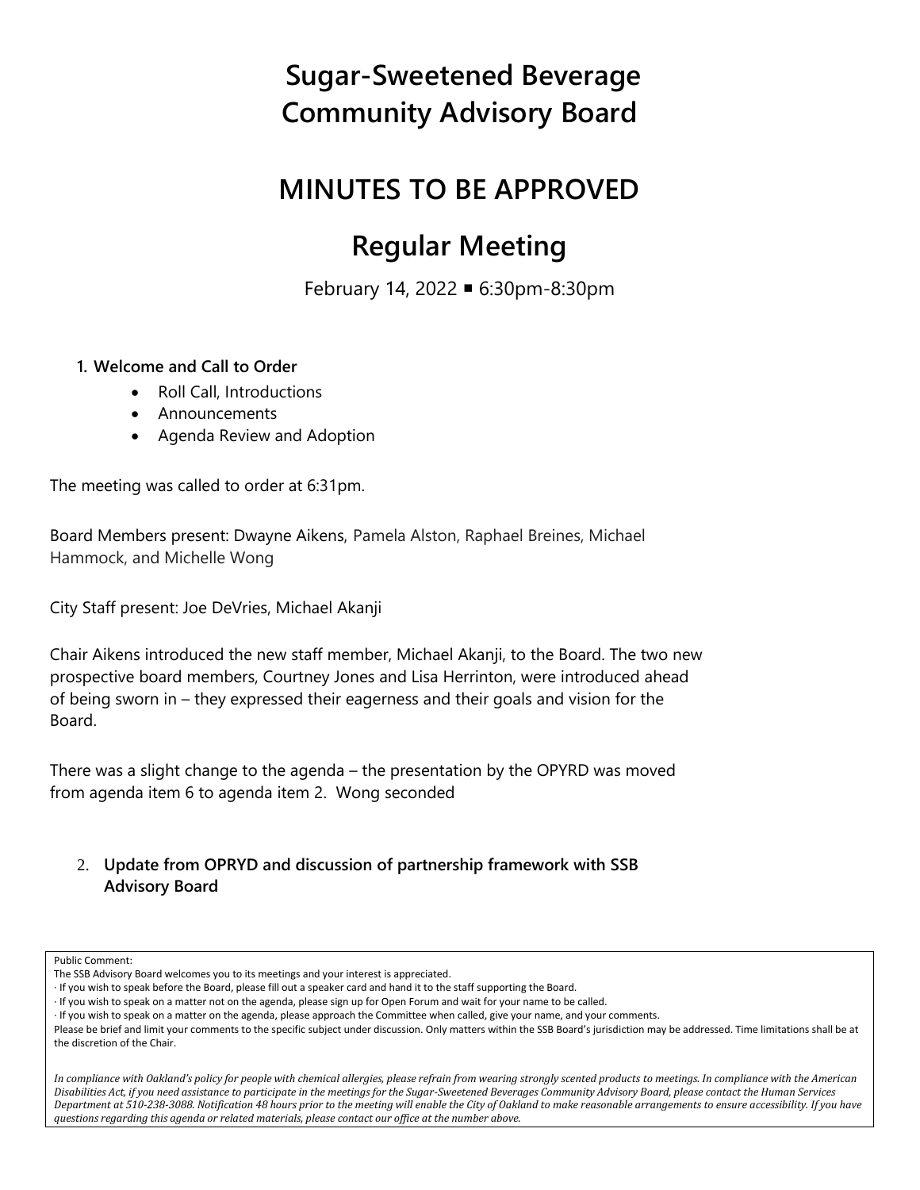# Sugar-Sweetened Beverage Community Advisory Board

# MINUTES TO BE APPROVED

# Regular Meeting

February 14, 2022 ▪ 6:30pm-8:30pm

**1. Welcome and Call to Order**

- Roll Call, Introductions
- Announcements
- Agenda Review and Adoption

The meeting was called to order at 6:31pm.

Board Members present: Dwayne Aikens, Pamela Alston, Raphael Breines, Michael Hammock, and Michelle Wong

City Staff present: Joe DeVries, Michael Akanji

Chair Aikens introduced the new staff member, Michael Akanji, to the Board. The two new prospective board members, Courtney Jones and Lisa Herrinton, were introduced ahead of being sworn in – they expressed their eagerness and their goals and vision for the Board.

There was a slight change to the agenda – the presentation by the OPYRD was moved from agenda item 6 to agenda item 2. Wong seconded

2. **Update from OPRYD and discussion of partnership framework with SSB Advisory Board**

Public Comment:
The SSB Advisory Board welcomes you to its meetings and your interest is appreciated.
· If you wish to speak before the Board, please fill out a speaker card and hand it to the staff supporting the Board.
· If you wish to speak on a matter not on the agenda, please sign up for Open Forum and wait for your name to be called.
· If you wish to speak on a matter on the agenda, please approach the Committee when called, give your name, and your comments.
Please be brief and limit your comments to the specific subject under discussion. Only matters within the SSB Board's jurisdiction may be addressed. Time limitations shall be at the discretion of the Chair.

*In compliance with Oakland's policy for people with chemical allergies, please refrain from wearing strongly scented products to meetings. In compliance with the American Disabilities Act, if you need assistance to participate in the meetings for the Sugar-Sweetened Beverages Community Advisory Board, please contact the Human Services Department at 510-238-3088. Notification 48 hours prior to the meeting will enable the City of Oakland to make reasonable arrangements to ensure accessibility. If you have questions regarding this agenda or related materials, please contact our office at the number above.*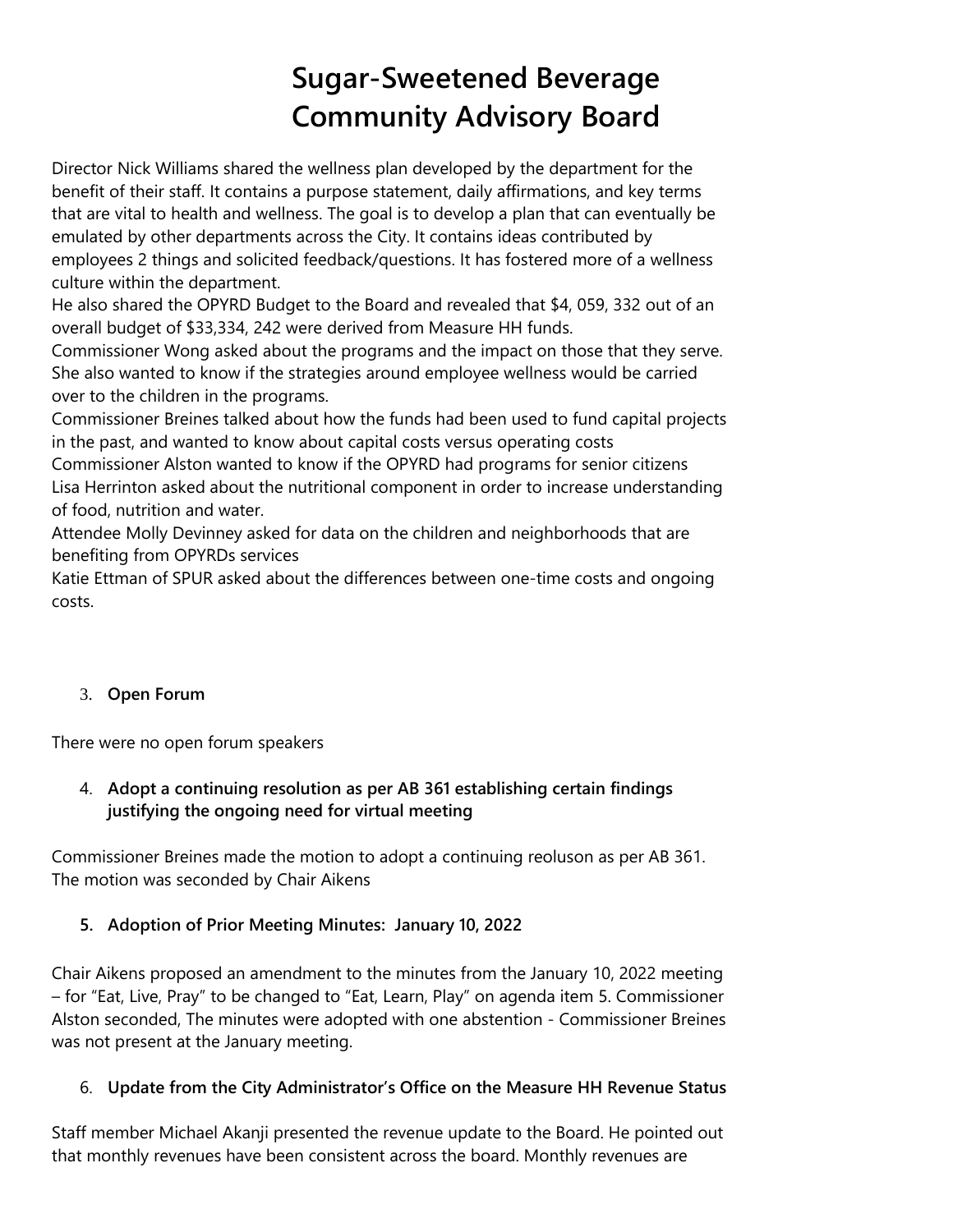# Sugar-Sweetened Beverage Community Advisory Board

Director Nick Williams shared the wellness plan developed by the department for the benefit of their staff. It contains a purpose statement, daily affirmations, and key terms that are vital to health and wellness. The goal is to develop a plan that can eventually be emulated by other departments across the City. It contains ideas contributed by employees 2 things and solicited feedback/questions. It has fostered more of a wellness culture within the department.

He also shared the OPYRD Budget to the Board and revealed that $4, 059, 332 out of an overall budget of $33,334, 242 were derived from Measure HH funds.

Commissioner Wong asked about the programs and the impact on those that they serve. She also wanted to know if the strategies around employee wellness would be carried over to the children in the programs.

Commissioner Breines talked about how the funds had been used to fund capital projects in the past, and wanted to know about capital costs versus operating costs

Commissioner Alston wanted to know if the OPYRD had programs for senior citizens

Lisa Herrinton asked about the nutritional component in order to increase understanding of food, nutrition and water.

Attendee Molly Devinney asked for data on the children and neighborhoods that are benefiting from OPYRDs services

Katie Ettman of SPUR asked about the differences between one-time costs and ongoing costs.

3. **Open Forum**

There were no open forum speakers

4. **Adopt a continuing resolution as per AB 361 establishing certain findings justifying the ongoing need for virtual meeting**

Commissioner Breines made the motion to adopt a continuing reoluson as per AB 361. The motion was seconded by Chair Aikens

5. **Adoption of Prior Meeting Minutes: January 10, 2022**

Chair Aikens proposed an amendment to the minutes from the January 10, 2022 meeting – for "Eat, Live, Pray" to be changed to "Eat, Learn, Play" on agenda item 5. Commissioner Alston seconded, The minutes were adopted with one abstention - Commissioner Breines was not present at the January meeting.

6. **Update from the City Administrator's Office on the Measure HH Revenue Status**

Staff member Michael Akanji presented the revenue update to the Board. He pointed out that monthly revenues have been consistent across the board. Monthly revenues are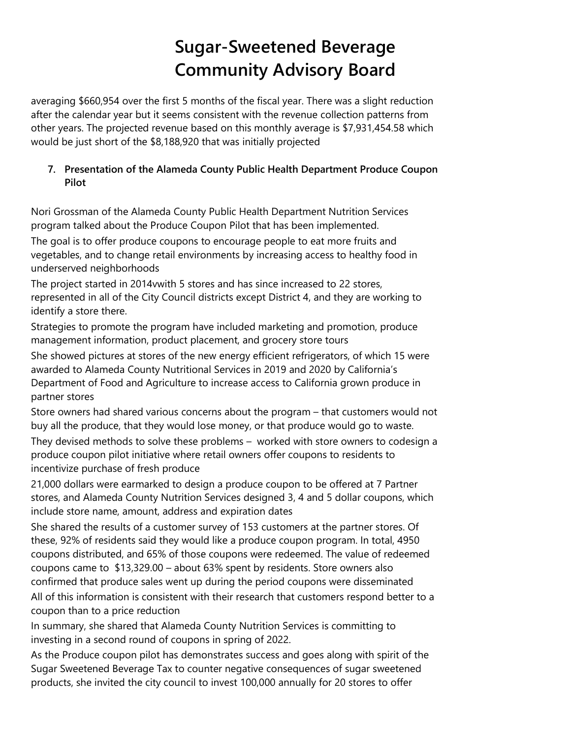averaging $660,954 over the first 5 months of the fiscal year. There was a slight reduction after the calendar year but it seems consistent with the revenue collection patterns from other years. The projected revenue based on this monthly average is $7,931,454.58 which would be just short of the $8,188,920 that was initially projected

7. **Presentation of the Alameda County Public Health Department Produce Coupon Pilot**

Nori Grossman of the Alameda County Public Health Department Nutrition Services program talked about the Produce Coupon Pilot that has been implemented.

The goal is to offer produce coupons to encourage people to eat more fruits and vegetables, and to change retail environments by increasing access to healthy food in underserved neighborhoods

The project started in 2014vwith 5 stores and has since increased to 22 stores, represented in all of the City Council districts except District 4, and they are working to identify a store there.

Strategies to promote the program have included marketing and promotion, produce management information, product placement, and grocery store tours

She showed pictures at stores of the new energy efficient refrigerators, of which 15 were awarded to Alameda County Nutritional Services in 2019 and 2020 by California's Department of Food and Agriculture to increase access to California grown produce in partner stores

Store owners had shared various concerns about the program – that customers would not buy all the produce, that they would lose money, or that produce would go to waste.

They devised methods to solve these problems – worked with store owners to codesign a produce coupon pilot initiative where retail owners offer coupons to residents to incentivize purchase of fresh produce

21,000 dollars were earmarked to design a produce coupon to be offered at 7 Partner stores, and Alameda County Nutrition Services designed 3, 4 and 5 dollar coupons, which include store name, amount, address and expiration dates

She shared the results of a customer survey of 153 customers at the partner stores. Of these, 92% of residents said they would like a produce coupon program. In total, 4950 coupons distributed, and 65% of those coupons were redeemed. The value of redeemed coupons came to $13,329.00 – about 63% spent by residents. Store owners also confirmed that produce sales went up during the period coupons were disseminated

All of this information is consistent with their research that customers respond better to a coupon than to a price reduction

In summary, she shared that Alameda County Nutrition Services is committing to investing in a second round of coupons in spring of 2022.

As the Produce coupon pilot has demonstrates success and goes along with spirit of the Sugar Sweetened Beverage Tax to counter negative consequences of sugar sweetened products, she invited the city council to invest 100,000 annually for 20 stores to offer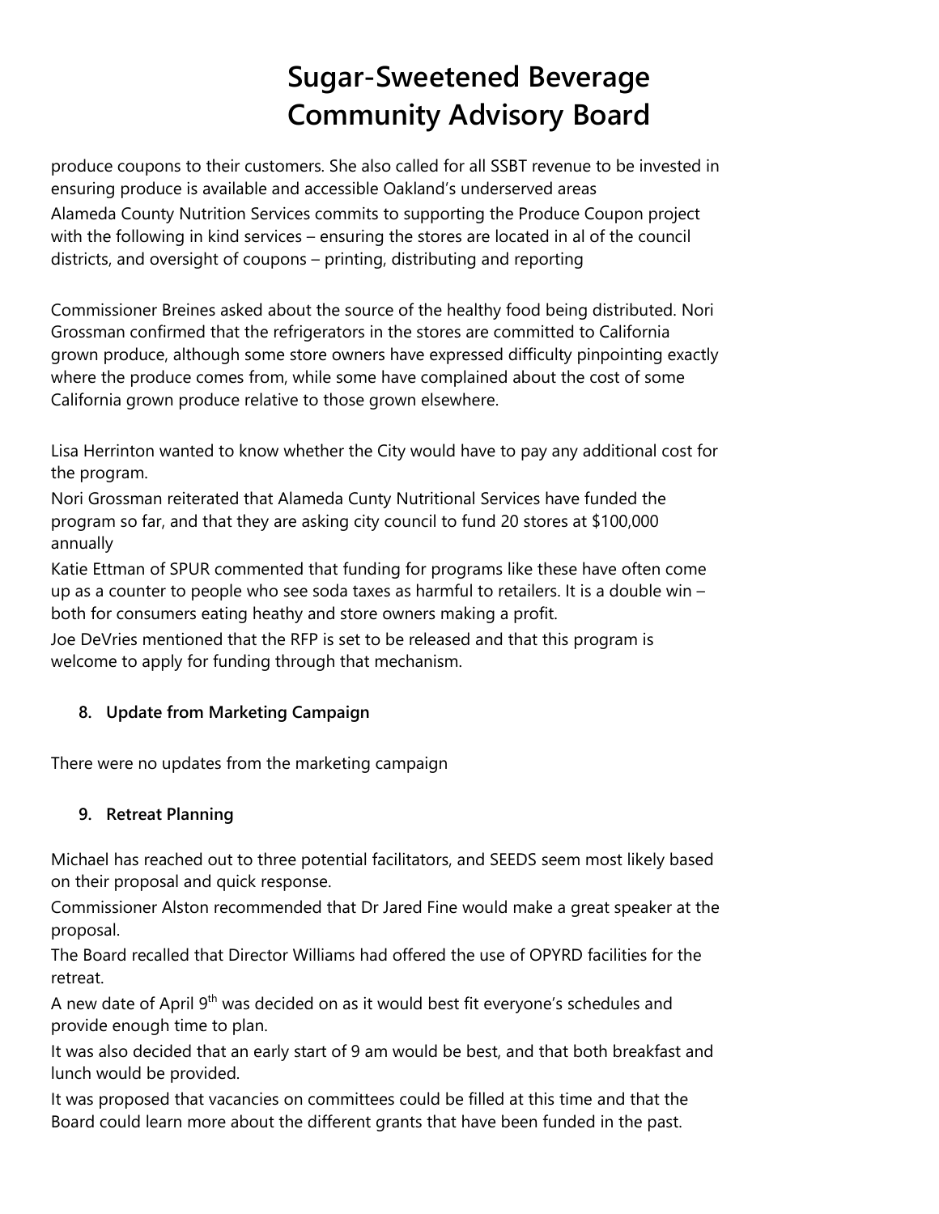produce coupons to their customers. She also called for all SSBT revenue to be invested in ensuring produce is available and accessible Oakland's underserved areas
Alameda County Nutrition Services commits to supporting the Produce Coupon project with the following in kind services – ensuring the stores are located in al of the council districts, and oversight of coupons – printing, distributing and reporting

Commissioner Breines asked about the source of the healthy food being distributed. Nori Grossman confirmed that the refrigerators in the stores are committed to California grown produce, although some store owners have expressed difficulty pinpointing exactly where the produce comes from, while some have complained about the cost of some California grown produce relative to those grown elsewhere.

Lisa Herrinton wanted to know whether the City would have to pay any additional cost for the program.
Nori Grossman reiterated that Alameda Cunty Nutritional Services have funded the program so far, and that they are asking city council to fund 20 stores at $100,000 annually
Katie Ettman of SPUR commented that funding for programs like these have often come up as a counter to people who see soda taxes as harmful to retailers. It is a double win – both for consumers eating heathy and store owners making a profit.
Joe DeVries mentioned that the RFP is set to be released and that this program is welcome to apply for funding through that mechanism.

8. **Update from Marketing Campaign**

There were no updates from the marketing campaign

9. **Retreat Planning**

Michael has reached out to three potential facilitators, and SEEDS seem most likely based on their proposal and quick response.
Commissioner Alston recommended that Dr Jared Fine would make a great speaker at the proposal.
The Board recalled that Director Williams had offered the use of OPYRD facilities for the retreat.
A new date of April 9th was decided on as it would best fit everyone's schedules and provide enough time to plan.
It was also decided that an early start of 9 am would be best, and that both breakfast and lunch would be provided.
It was proposed that vacancies on committees could be filled at this time and that the Board could learn more about the different grants that have been funded in the past.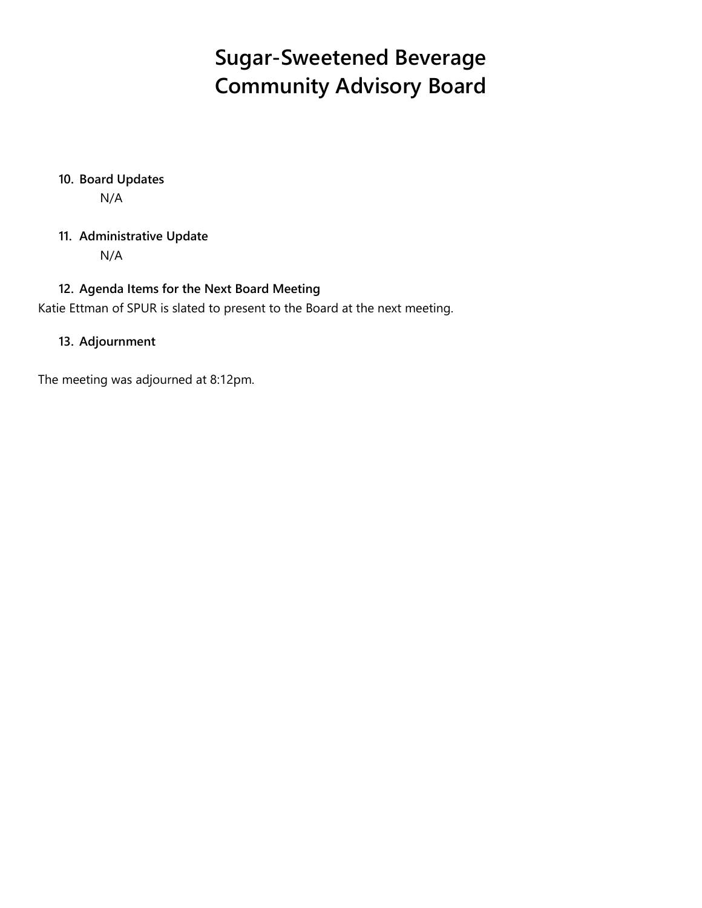# Sugar-Sweetened Beverage Community Advisory Board

10. **Board Updates**

    N/A

11. **Administrative Update**

    N/A

12. **Agenda Items for the Next Board Meeting**

Katie Ettman of SPUR is slated to present to the Board at the next meeting.

13. **Adjournment**

The meeting was adjourned at 8:12pm.